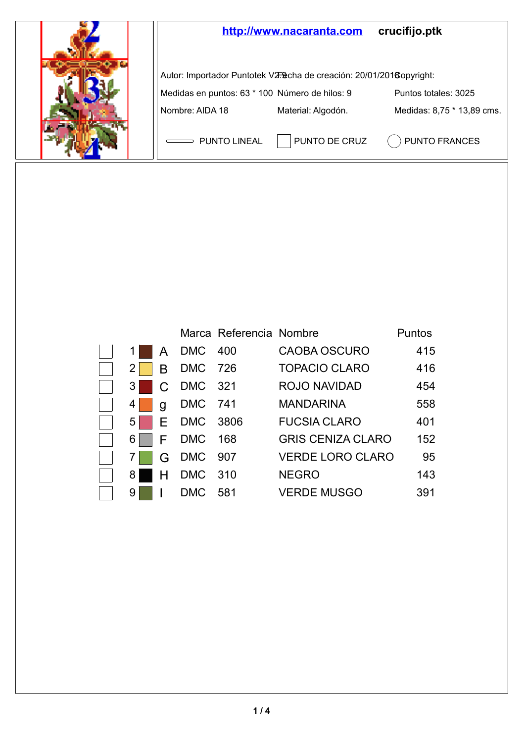http://www.nacaranta.com crucifijo.ptk

Autor: Importador Puntotek V2.0 | Fecha de creación: 20/01/2018 | Copyright:

Medidas en puntos: 63 * 100 | Número de hilos: 9 | Puntos totales: 3025

Nombre: AIDA 18 | Material: Algodón. | Medidas: 8,75 * 13,89 cms.

PUNTO LINEAL | PUNTO DE CRUZ | PUNTO FRANCES

| | | | Marca | Referencia | Nombre | Puntos |
|---|---|---|---|---|---|---|
| | 1 | A | DMC | 400 | CAOBA OSCURO | 415 |
| | 2 | B | DMC | 726 | TOPACIO CLARO | 416 |
| | 3 | C | DMC | 321 | ROJO NAVIDAD | 454 |
| | 4 | g | DMC | 741 | MANDARINA | 558 |
| | 5 | E | DMC | 3806 | FUCSIA CLARO | 401 |
| | 6 | F | DMC | 168 | GRIS CENIZA CLARO | 152 |
| | 7 | G | DMC | 907 | VERDE LORO CLARO | 95 |
| | 8 | H | DMC | 310 | NEGRO | 143 |
| | 9 | I | DMC | 581 | VERDE MUSGO | 391 |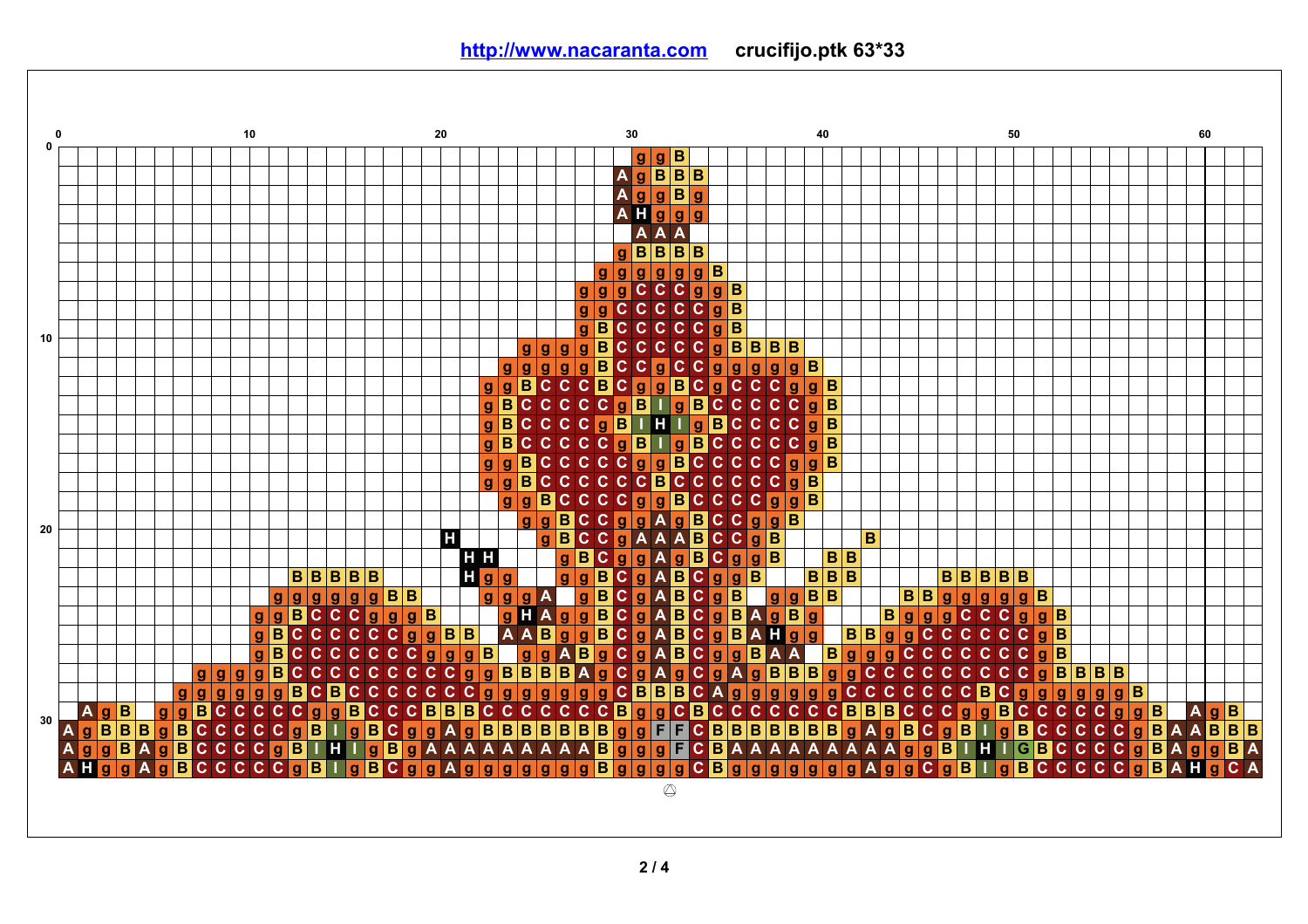http://www.nacaranta.com crucifijo.ptk 63*33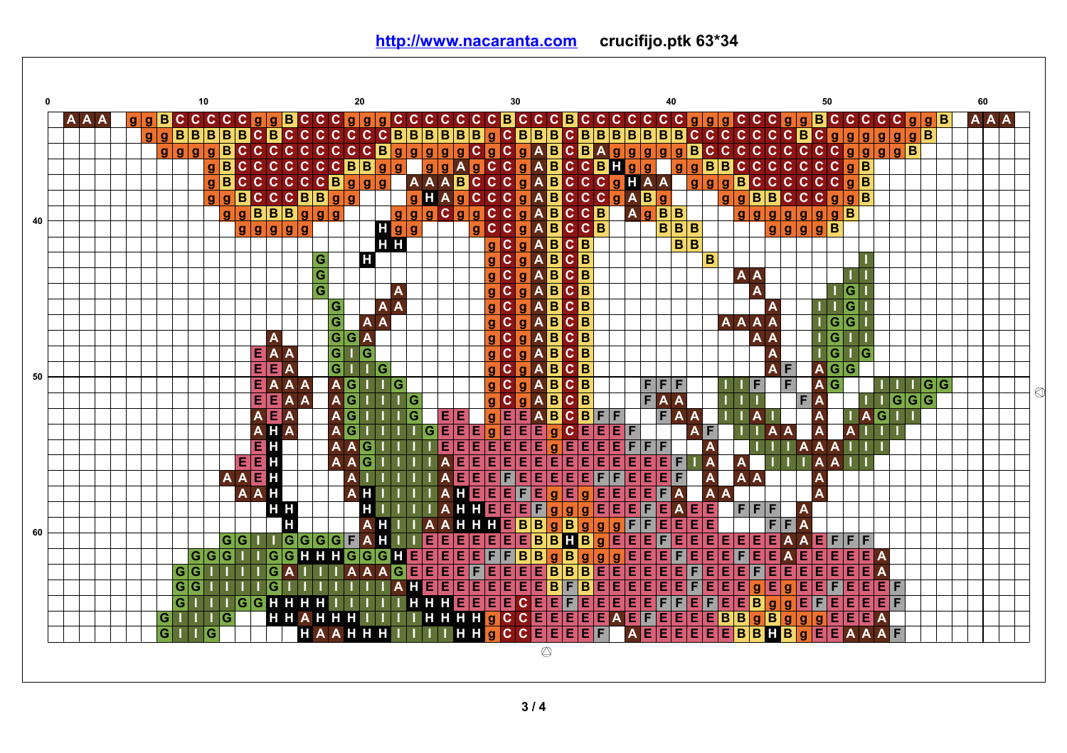http://www.nacaranta.com crucifijo.ptk 63*34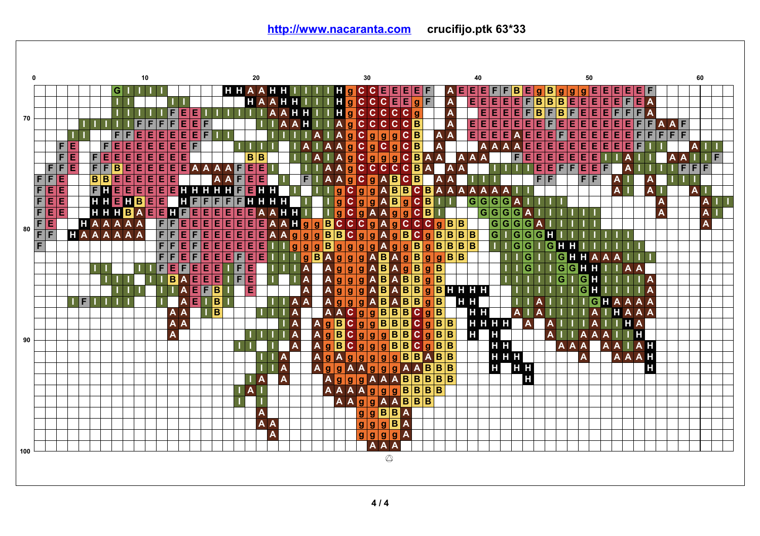http://www.nacaranta.com crucifijo.ptk 63*33